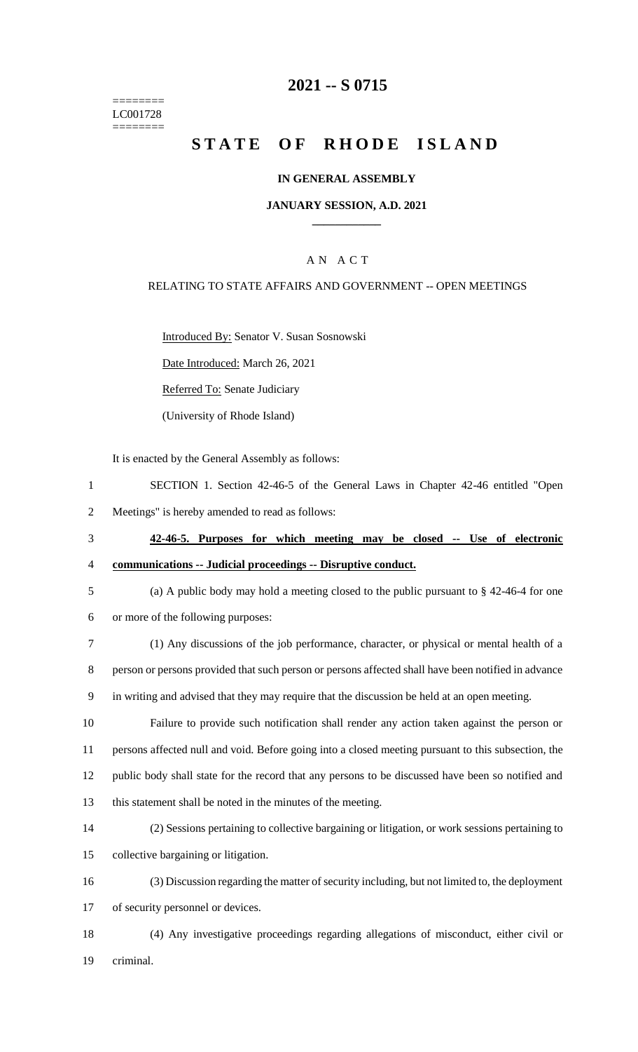========
LC001728
========

# 2021 -- S 0715

# STATE OF RHODE ISLAND

**IN GENERAL ASSEMBLY**

**JANUARY SESSION, A.D. 2021**

AN ACT

RELATING TO STATE AFFAIRS AND GOVERNMENT -- OPEN MEETINGS

Introduced By: Senator V. Susan Sosnowski

Date Introduced: March 26, 2021

Referred To: Senate Judiciary

(University of Rhode Island)

It is enacted by the General Assembly as follows:

1 SECTION 1. Section 42-46-5 of the General Laws in Chapter 42-46 entitled "Open
2 Meetings" is hereby amended to read as follows:

3 **42-46-5. Purposes for which meeting may be closed -- Use of electronic**
4 **communications -- Judicial proceedings -- Disruptive conduct.**

5 (a) A public body may hold a meeting closed to the public pursuant to § 42-46-4 for one
6 or more of the following purposes:

7 (1) Any discussions of the job performance, character, or physical or mental health of a
8 person or persons provided that such person or persons affected shall have been notified in advance
9 in writing and advised that they may require that the discussion be held at an open meeting.

10 Failure to provide such notification shall render any action taken against the person or
11 persons affected null and void. Before going into a closed meeting pursuant to this subsection, the
12 public body shall state for the record that any persons to be discussed have been so notified and
13 this statement shall be noted in the minutes of the meeting.

14 (2) Sessions pertaining to collective bargaining or litigation, or work sessions pertaining to
15 collective bargaining or litigation.

16 (3) Discussion regarding the matter of security including, but not limited to, the deployment
17 of security personnel or devices.

18 (4) Any investigative proceedings regarding allegations of misconduct, either civil or
19 criminal.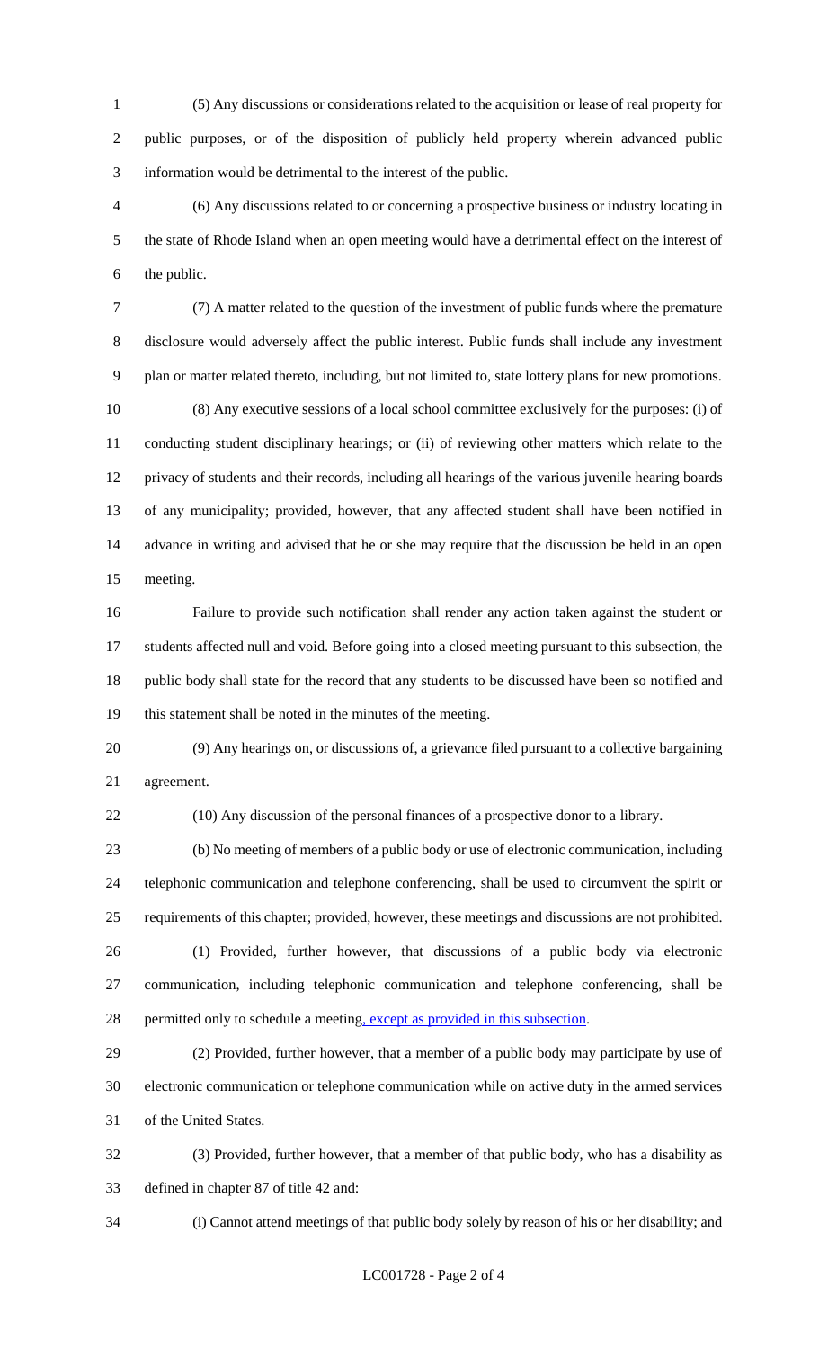(5) Any discussions or considerations related to the acquisition or lease of real property for public purposes, or of the disposition of publicly held property wherein advanced public information would be detrimental to the interest of the public.

(6) Any discussions related to or concerning a prospective business or industry locating in the state of Rhode Island when an open meeting would have a detrimental effect on the interest of the public.

(7) A matter related to the question of the investment of public funds where the premature disclosure would adversely affect the public interest. Public funds shall include any investment plan or matter related thereto, including, but not limited to, state lottery plans for new promotions.

(8) Any executive sessions of a local school committee exclusively for the purposes: (i) of conducting student disciplinary hearings; or (ii) of reviewing other matters which relate to the privacy of students and their records, including all hearings of the various juvenile hearing boards of any municipality; provided, however, that any affected student shall have been notified in advance in writing and advised that he or she may require that the discussion be held in an open meeting.

Failure to provide such notification shall render any action taken against the student or students affected null and void. Before going into a closed meeting pursuant to this subsection, the public body shall state for the record that any students to be discussed have been so notified and this statement shall be noted in the minutes of the meeting.

(9) Any hearings on, or discussions of, a grievance filed pursuant to a collective bargaining agreement.

(10) Any discussion of the personal finances of a prospective donor to a library.

(b) No meeting of members of a public body or use of electronic communication, including telephonic communication and telephone conferencing, shall be used to circumvent the spirit or requirements of this chapter; provided, however, these meetings and discussions are not prohibited.

(1) Provided, further however, that discussions of a public body via electronic communication, including telephonic communication and telephone conferencing, shall be permitted only to schedule a meeting, except as provided in this subsection.

(2) Provided, further however, that a member of a public body may participate by use of electronic communication or telephone communication while on active duty in the armed services of the United States.

(3) Provided, further however, that a member of that public body, who has a disability as defined in chapter 87 of title 42 and:

(i) Cannot attend meetings of that public body solely by reason of his or her disability; and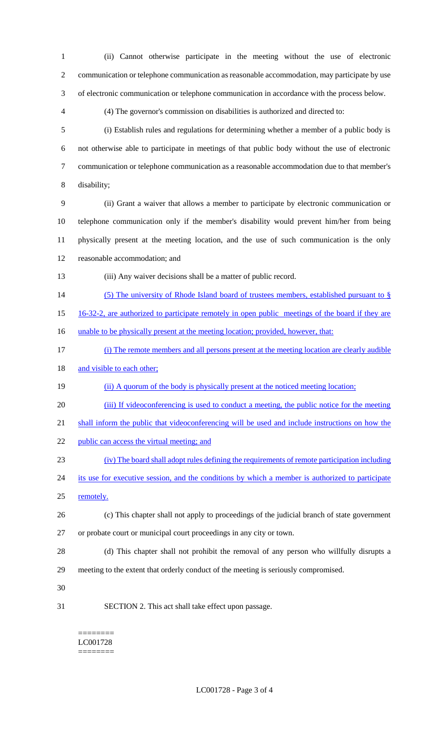(ii) Cannot otherwise participate in the meeting without the use of electronic communication or telephone communication as reasonable accommodation, may participate by use of electronic communication or telephone communication in accordance with the process below.

(4) The governor's commission on disabilities is authorized and directed to:

(i) Establish rules and regulations for determining whether a member of a public body is not otherwise able to participate in meetings of that public body without the use of electronic communication or telephone communication as a reasonable accommodation due to that member's disability;

(ii) Grant a waiver that allows a member to participate by electronic communication or telephone communication only if the member's disability would prevent him/her from being physically present at the meeting location, and the use of such communication is the only reasonable accommodation; and

(iii) Any waiver decisions shall be a matter of public record.

<u>(5) The university of Rhode Island board of trustees members, established pursuant to § 16-32-2, are authorized to participate remotely in open public meetings of the board if they are unable to be physically present at the meeting location; provided, however, that:</u>

<u>(i) The remote members and all persons present at the meeting location are clearly audible and visible to each other;</u>

<u>(ii) A quorum of the body is physically present at the noticed meeting location;</u>

<u>(iii) If videoconferencing is used to conduct a meeting, the public notice for the meeting shall inform the public that videoconferencing will be used and include instructions on how the public can access the virtual meeting; and</u>

<u>(iv) The board shall adopt rules defining the requirements of remote participation including its use for executive session, and the conditions by which a member is authorized to participate remotely.</u>

(c) This chapter shall not apply to proceedings of the judicial branch of state government or probate court or municipal court proceedings in any city or town.

(d) This chapter shall not prohibit the removal of any person who willfully disrupts a meeting to the extent that orderly conduct of the meeting is seriously compromised.

SECTION 2. This act shall take effect upon passage.

========
LC001728
========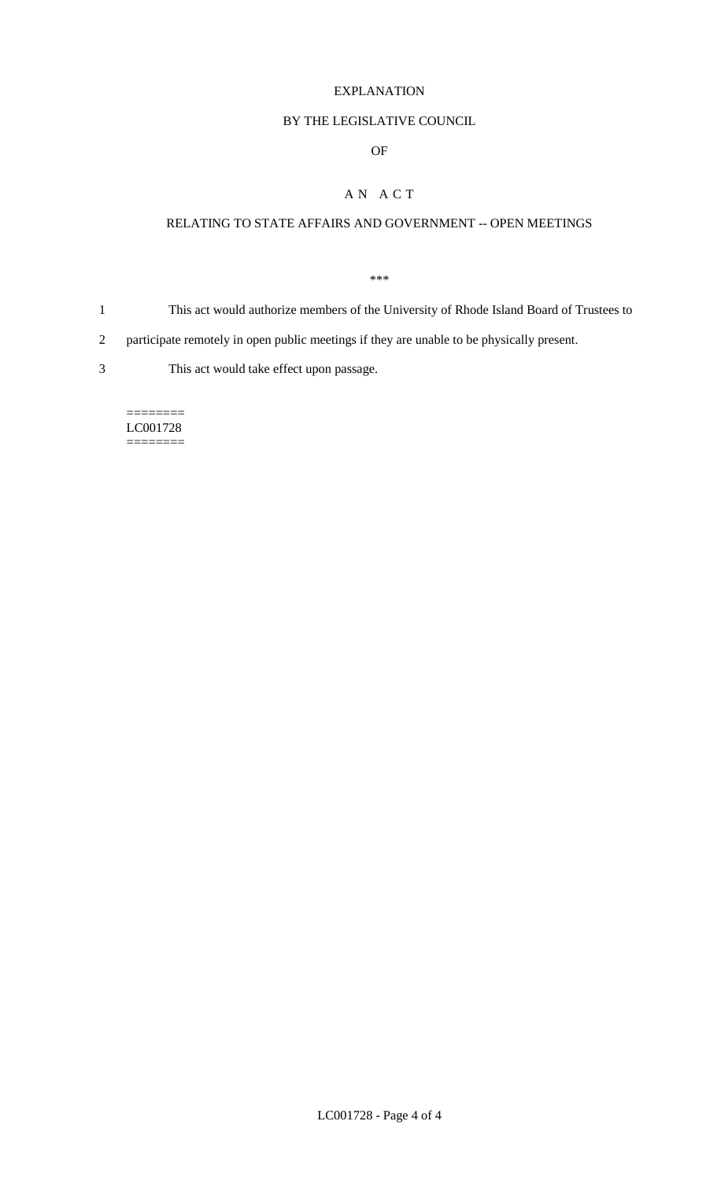EXPLANATION

BY THE LEGISLATIVE COUNCIL

OF

A N A C T

RELATING TO STATE AFFAIRS AND GOVERNMENT -- OPEN MEETINGS

\*\*\*

1 This act would authorize members of the University of Rhode Island Board of Trustees to

2 participate remotely in open public meetings if they are unable to be physically present.

3 This act would take effect upon passage.

========
LC001728
========